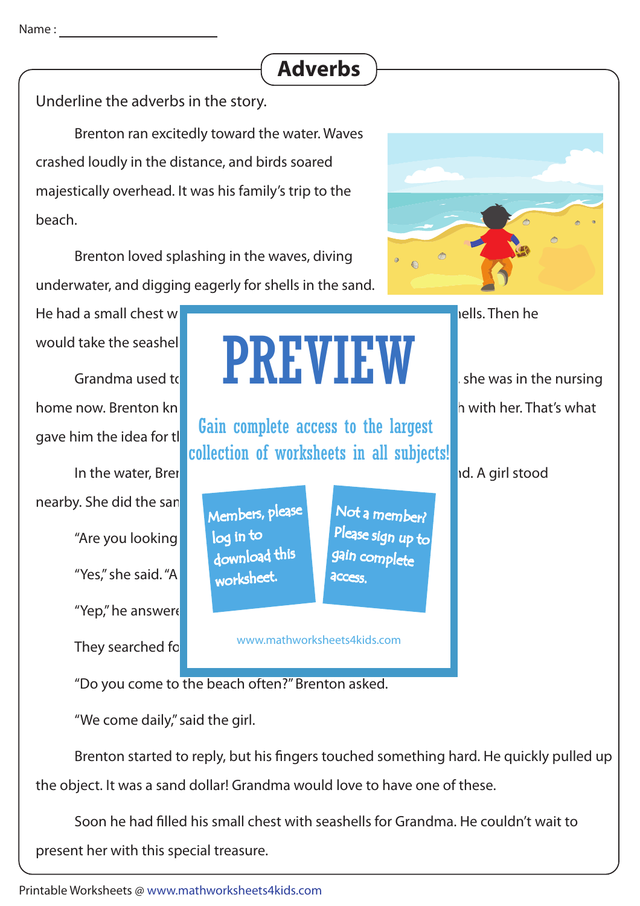Name : ____________________

# Adverbs

Underline the adverbs in the story.

Brenton ran excitedly toward the water. Waves crashed loudly in the distance, and birds soared majestically overhead. It was his family's trip to the beach.

Brenton loved splashing in the waves, diving underwater, and digging eagerly for shells in the sand.

He had a small chest w ... ells. Then he would take the seashel

Grandma used to ... she was in the nursing home now. Brenton kn ... h with her. That's what gave him the idea for t

In the water, Bren ... d. A girl stood nearby. She did the san

"Are you looking

"Yes," she said. "A

"Yep," he answere

They searched fo

**PREVIEW**

Gain complete access to the largest collection of worksheets in all subjects!

Members, please log in to download this worksheet.

Not a member? Please sign up to gain complete access.

www.mathworksheets4kids.com

"Do you come to the beach often?" Brenton asked.

"We come daily," said the girl.

Brenton started to reply, but his fingers touched something hard. He quickly pulled up the object. It was a sand dollar! Grandma would love to have one of these.

Soon he had filled his small chest with seashells for Grandma. He couldn't wait to present her with this special treasure.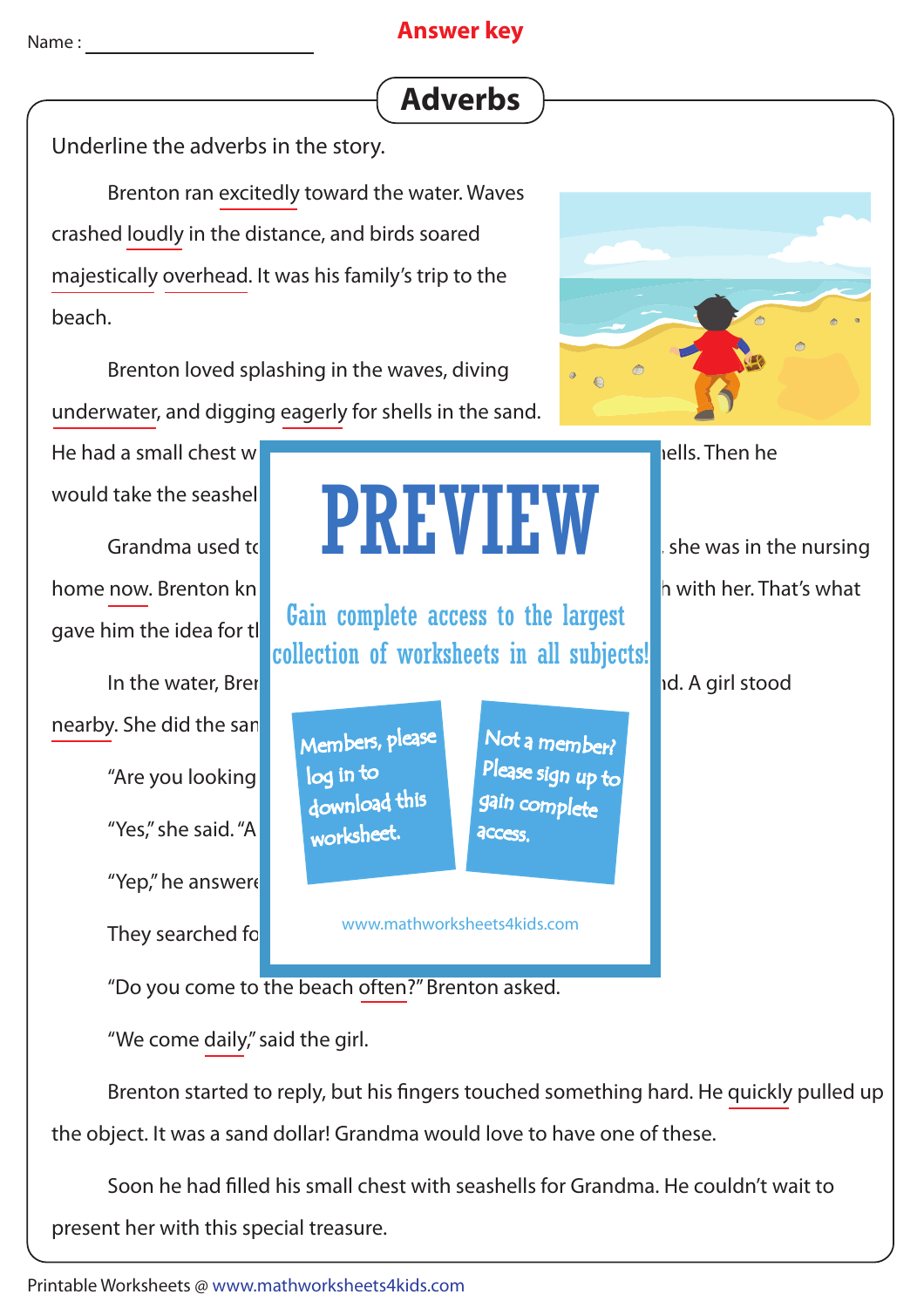Name : ______________________

Answer key

# Adverbs

Underline the adverbs in the story.

Brenton ran excitedly toward the water. Waves crashed loudly in the distance, and birds soared majestically overhead. It was his family's trip to the beach.

Brenton loved splashing in the waves, diving underwater, and digging eagerly for shells in the sand. He had a small chest w ... iells. Then he would take the seashel ...

Grandma used to ... she was in the nursing home now. Brenton kn ... h with her. That's what gave him the idea for t ...

In the water, Bren ... nd. A girl stood nearby. She did the san ...

"Are you looking ...

"Yes," she said. "A ...

"Yep," he answere ...

They searched fo ...

"Do you come to the beach often?" Brenton asked.

"We come daily," said the girl.

Brenton started to reply, but his fingers touched something hard. He quickly pulled up the object. It was a sand dollar! Grandma would love to have one of these.

Soon he had filled his small chest with seashells for Grandma. He couldn't wait to present her with this special treasure.

PREVIEW

Gain complete access to the largest collection of worksheets in all subjects!

Members, please log in to download this worksheet.

Not a member? Please sign up to gain complete access.

www.mathworksheets4kids.com

Printable Worksheets @ www.mathworksheets4kids.com